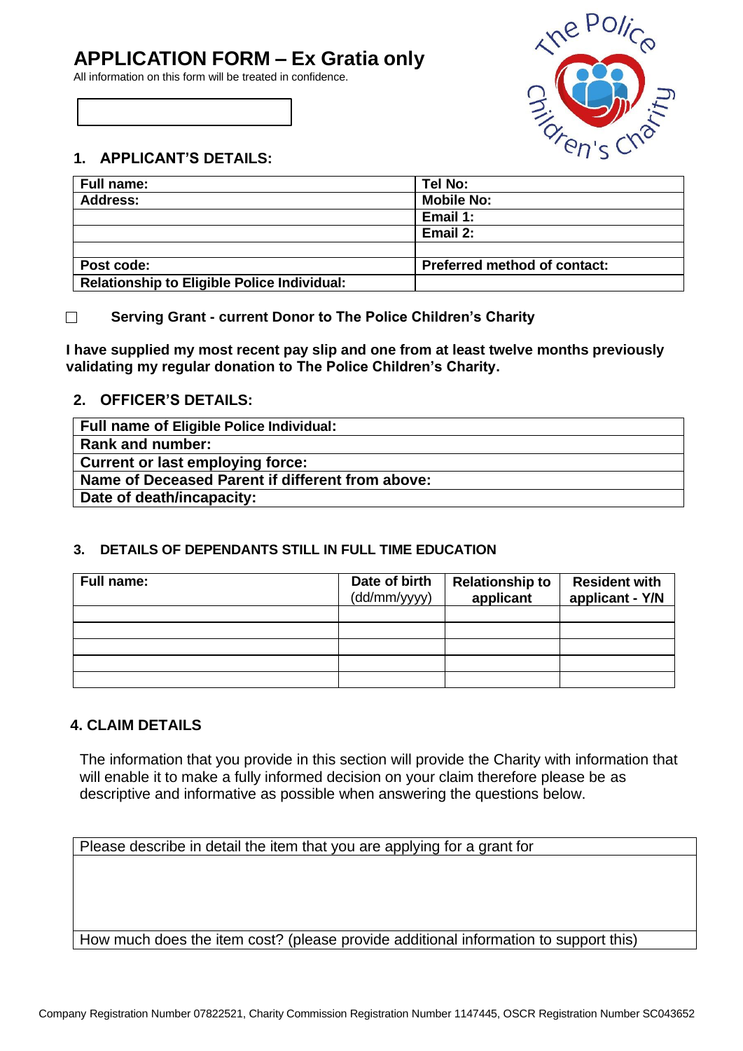# APPLICATION FORM – Ex Gratia only

All information on this form will be treated in confidence.

## 1. APPLICANT'S DETAILS:

| **Full name:** | **Tel No:** |
|---|---|
| **Address:** | **Mobile No:** |
| | **Email 1:** |
| | **Email 2:** |
| | |
| **Post code:** | **Preferred method of contact:** |
| **Relationship to Eligible Police Individual:** | |

☐ **Serving Grant - current Donor to The Police Children's Charity**

**I have supplied my most recent pay slip and one from at least twelve months previously validating my regular donation to The Police Children's Charity.**

## 2. OFFICER'S DETAILS:

| **Full name of Eligible Police Individual:** |
|---|
| **Rank and number:** |
| **Current or last employing force:** |
| **Name of Deceased Parent if different from above:** |
| **Date of death/incapacity:** |

## 3. DETAILS OF DEPENDANTS STILL IN FULL TIME EDUCATION

| **Full name:** | **Date of birth** (dd/mm/yyyy) | **Relationship to applicant** | **Resident with applicant - Y/N** |
|---|---|---|---|
| | | | |
| | | | |
| | | | |
| | | | |
| | | | |

## 4. CLAIM DETAILS

The information that you provide in this section will provide the Charity with information that will enable it to make a fully informed decision on your claim therefore please be as descriptive and informative as possible when answering the questions below.

| Please describe in detail the item that you are applying for a grant for |
|---|
| |
| How much does the item cost? (please provide additional information to support this) |

Company Registration Number 07822521, Charity Commission Registration Number 1147445, OSCR Registration Number SC043652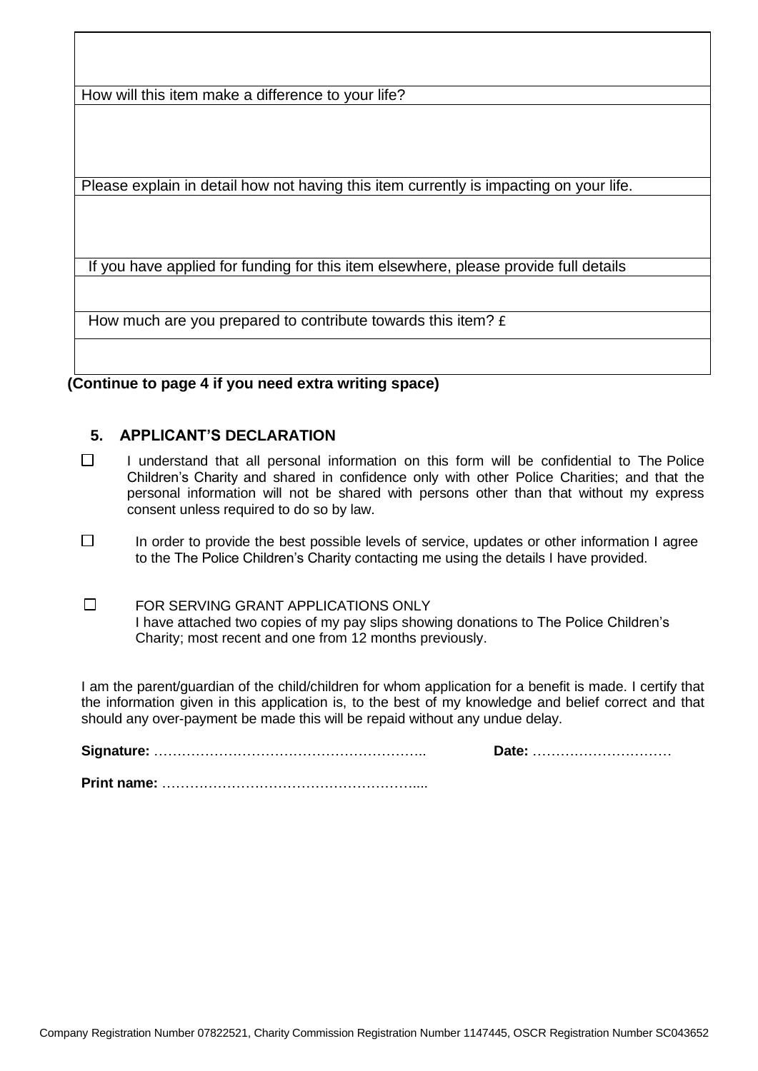| |
|---|
| |
| How will this item make a difference to your life? |
| |
| Please explain in detail how not having this item currently is impacting on your life. |
| |
| If you have applied for funding for this item elsewhere, please provide full details |
| |
| How much are you prepared to contribute towards this item? £ |
| |

**(Continue to page 4 if you need extra writing space)**

## 5. APPLICANT'S DECLARATION

☐ I understand that all personal information on this form will be confidential to The Police Children's Charity and shared in confidence only with other Police Charities; and that the personal information will not be shared with persons other than that without my express consent unless required to do so by law.

☐ In order to provide the best possible levels of service, updates or other information I agree to the The Police Children's Charity contacting me using the details I have provided.

☐ FOR SERVING GRANT APPLICATIONS ONLY
I have attached two copies of my pay slips showing donations to The Police Children's Charity; most recent and one from 12 months previously.

I am the parent/guardian of the child/children for whom application for a benefit is made. I certify that the information given in this application is, to the best of my knowledge and belief correct and that should any over-payment be made this will be repaid without any undue delay.

**Signature:** ………………………………………………….. **Date:** ……………………….

**Print name:** ………………………………………………....

Company Registration Number 07822521, Charity Commission Registration Number 1147445, OSCR Registration Number SC043652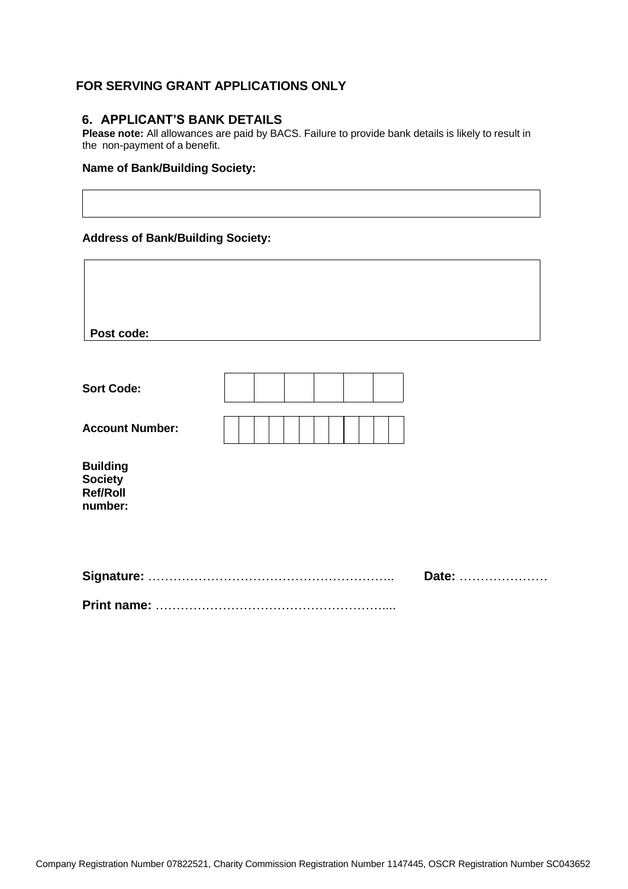## FOR SERVING GRANT APPLICATIONS ONLY

### 6. APPLICANT'S BANK DETAILS

**Please note:** All allowances are paid by BACS. Failure to provide bank details is likely to result in the non-payment of a benefit.

**Name of Bank/Building Society:**

| |
|---|
| |

**Address of Bank/Building Society:**

| |
|---|
| **Post code:** |

| **Sort Code:** | | | | | | |
|---|---|---|---|---|---|---|

| **Account Number:** | | | | | | | | | | | | |
|---|---|---|---|---|---|---|---|---|---|---|---|---|

**Building Society Ref/Roll number:**

**Signature:** …………………………………………………….. **Date:** …………………

**Print name:** ……………………………………………….....

Company Registration Number 07822521, Charity Commission Registration Number 1147445, OSCR Registration Number SC043652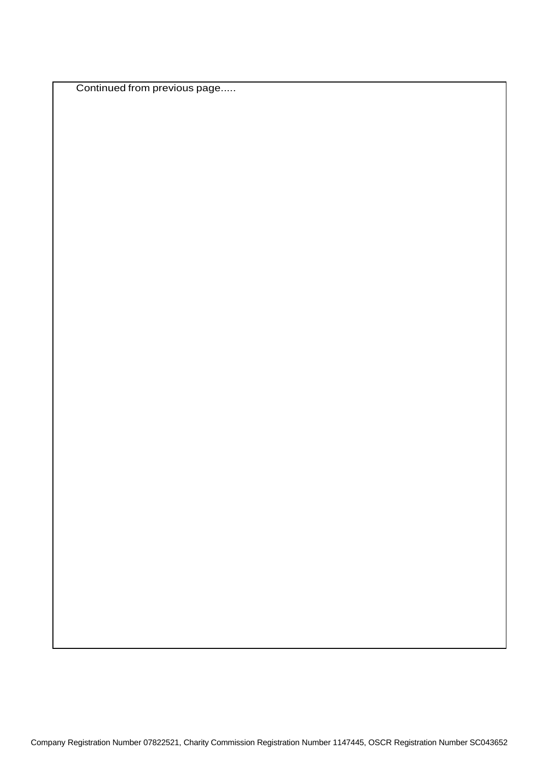Continued from previous page.....